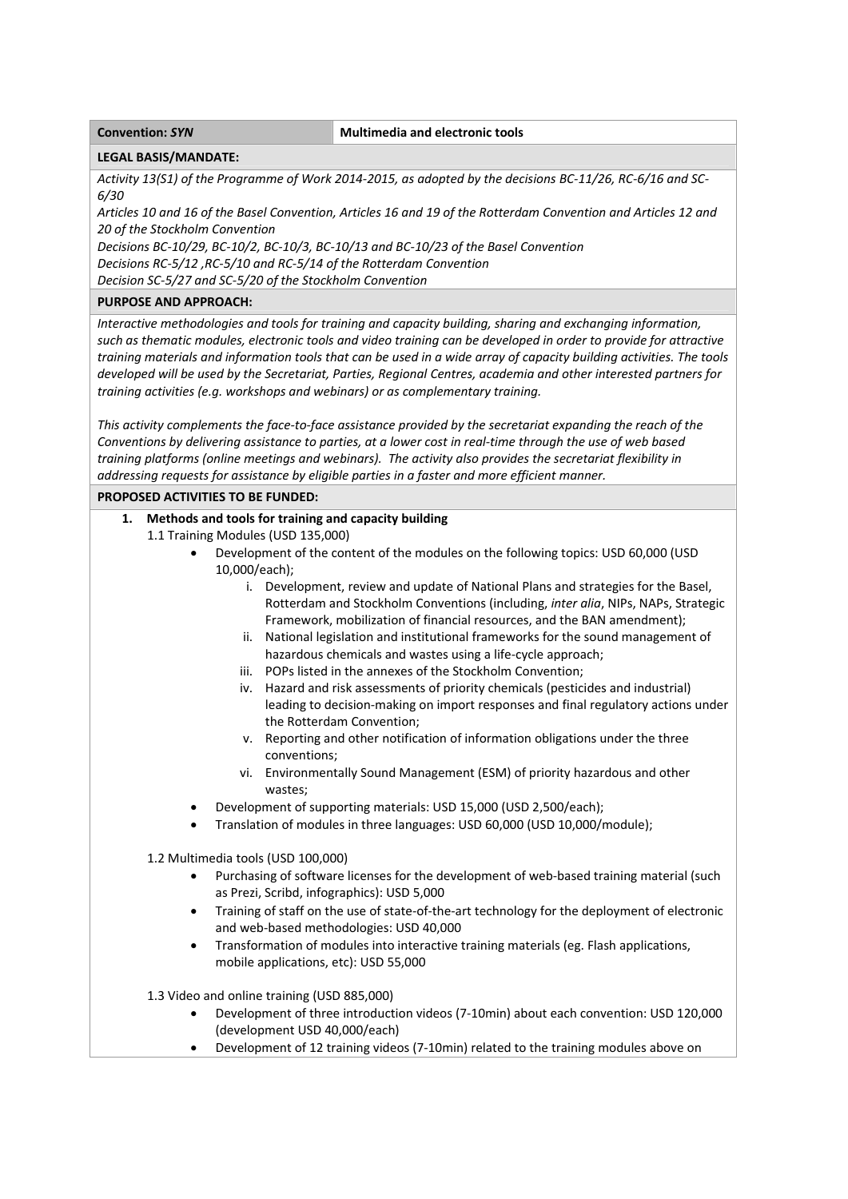| **Convention:** ***SYN*** | **Multimedia and electronic tools** |
|---|---|

**LEGAL BASIS/MANDATE:**

*Activity 13(S1) of the Programme of Work 2014-2015, as adopted by the decisions BC-11/26, RC-6/16 and SC-6/30*

*Articles 10 and 16 of the Basel Convention, Articles 16 and 19 of the Rotterdam Convention and Articles 12 and 20 of the Stockholm Convention*

*Decisions BC-10/29, BC-10/2, BC-10/3, BC-10/13 and BC-10/23 of the Basel Convention*

*Decisions RC-5/12 ,RC-5/10 and RC-5/14 of the Rotterdam Convention*

*Decision SC-5/27 and SC-5/20 of the Stockholm Convention*

**PURPOSE AND APPROACH:**

*Interactive methodologies and tools for training and capacity building, sharing and exchanging information, such as thematic modules, electronic tools and video training can be developed in order to provide for attractive training materials and information tools that can be used in a wide array of capacity building activities. The tools developed will be used by the Secretariat, Parties, Regional Centres, academia and other interested partners for training activities (e.g. workshops and webinars) or as complementary training.*

*This activity complements the face-to-face assistance provided by the secretariat expanding the reach of the Conventions by delivering assistance to parties, at a lower cost in real-time through the use of web based training platforms (online meetings and webinars). The activity also provides the secretariat flexibility in addressing requests for assistance by eligible parties in a faster and more efficient manner.*

**PROPOSED ACTIVITIES TO BE FUNDED:**

1. **Methods and tools for training and capacity building**

   1.1 Training Modules (USD 135,000)

   - Development of the content of the modules on the following topics: USD 60,000 (USD 10,000/each);
     1. Development, review and update of National Plans and strategies for the Basel, Rotterdam and Stockholm Conventions (including, *inter alia*, NIPs, NAPs, Strategic Framework, mobilization of financial resources, and the BAN amendment);
     2. National legislation and institutional frameworks for the sound management of hazardous chemicals and wastes using a life-cycle approach;
     3. POPs listed in the annexes of the Stockholm Convention;
     4. Hazard and risk assessments of priority chemicals (pesticides and industrial) leading to decision-making on import responses and final regulatory actions under the Rotterdam Convention;
     5. Reporting and other notification of information obligations under the three conventions;
     6. Environmentally Sound Management (ESM) of priority hazardous and other wastes;
   - Development of supporting materials: USD 15,000 (USD 2,500/each);
   - Translation of modules in three languages: USD 60,000 (USD 10,000/module);

   1.2 Multimedia tools (USD 100,000)

   - Purchasing of software licenses for the development of web-based training material (such as Prezi, Scribd, infographics): USD 5,000
   - Training of staff on the use of state-of-the-art technology for the deployment of electronic and web-based methodologies: USD 40,000
   - Transformation of modules into interactive training materials (eg. Flash applications, mobile applications, etc): USD 55,000

   1.3 Video and online training (USD 885,000)

   - Development of three introduction videos (7-10min) about each convention: USD 120,000 (development USD 40,000/each)
   - Development of 12 training videos (7-10min) related to the training modules above on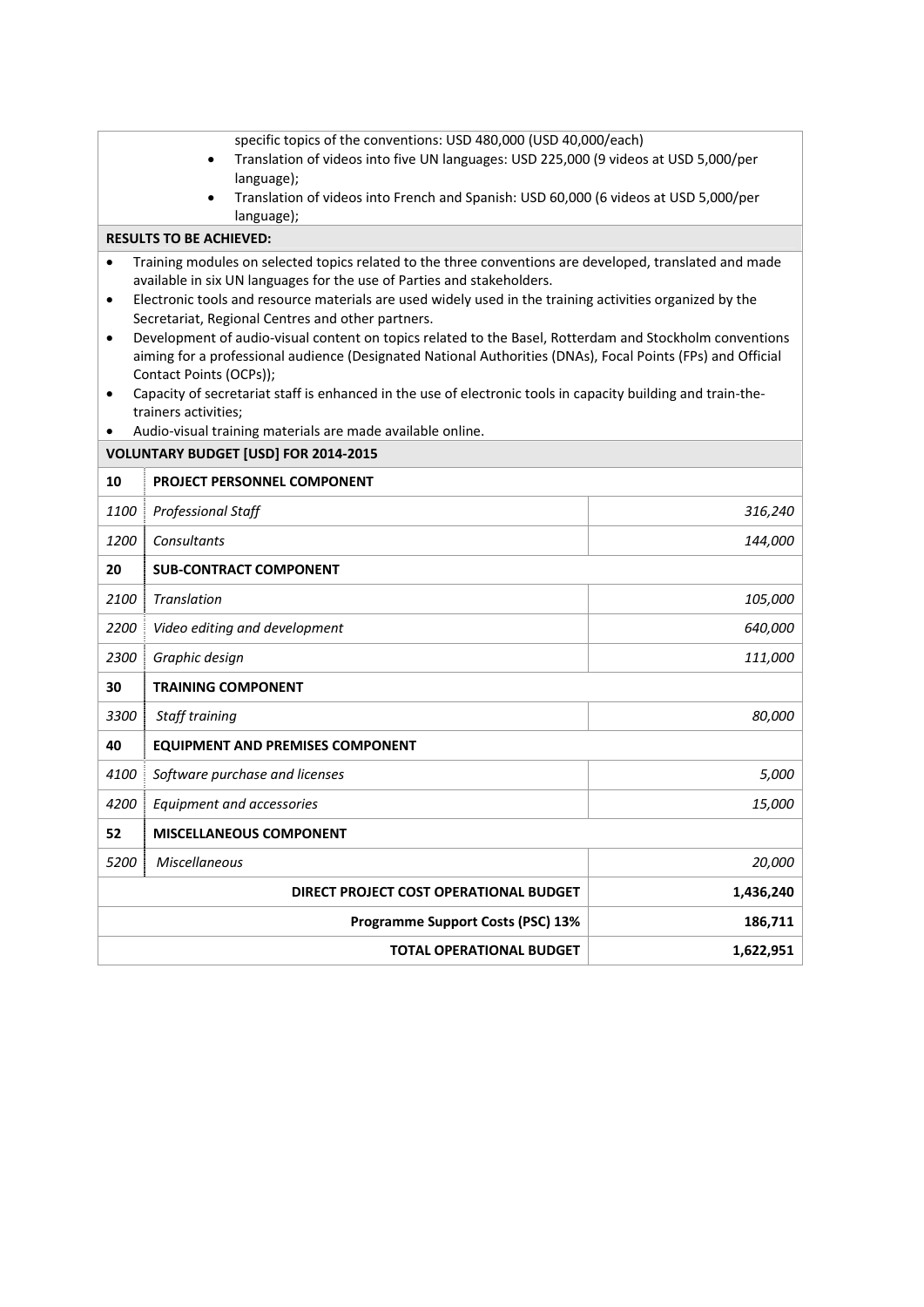specific topics of the conventions: USD 480,000 (USD 40,000/each)

- Translation of videos into five UN languages: USD 225,000 (9 videos at USD 5,000/per language);
- Translation of videos into French and Spanish: USD 60,000 (6 videos at USD 5,000/per language);

**RESULTS TO BE ACHIEVED:**

- Training modules on selected topics related to the three conventions are developed, translated and made available in six UN languages for the use of Parties and stakeholders.
- Electronic tools and resource materials are used widely used in the training activities organized by the Secretariat, Regional Centres and other partners.
- Development of audio-visual content on topics related to the Basel, Rotterdam and Stockholm conventions aiming for a professional audience (Designated National Authorities (DNAs), Focal Points (FPs) and Official Contact Points (OCPs));
- Capacity of secretariat staff is enhanced in the use of electronic tools in capacity building and train-the-trainers activities;
- Audio-visual training materials are made available online.

**VOLUNTARY BUDGET [USD] FOR 2014-2015**

| | | |
|---|---|---|
| **10** | **PROJECT PERSONNEL COMPONENT** | |
| *1100* | *Professional Staff* | *316,240* |
| *1200* | *Consultants* | *144,000* |
| **20** | **SUB-CONTRACT COMPONENT** | |
| *2100* | *Translation* | *105,000* |
| *2200* | *Video editing and development* | *640,000* |
| *2300* | *Graphic design* | *111,000* |
| **30** | **TRAINING COMPONENT** | |
| *3300* | *Staff training* | *80,000* |
| **40** | **EQUIPMENT AND PREMISES COMPONENT** | |
| *4100* | *Software purchase and licenses* | *5,000* |
| *4200* | *Equipment and accessories* | *15,000* |
| **52** | **MISCELLANEOUS COMPONENT** | |
| *5200* | *Miscellaneous* | *20,000* |
| | **DIRECT PROJECT COST OPERATIONAL BUDGET** | **1,436,240** |
| | **Programme Support Costs (PSC) 13%** | **186,711** |
| | **TOTAL OPERATIONAL BUDGET** | **1,622,951** |